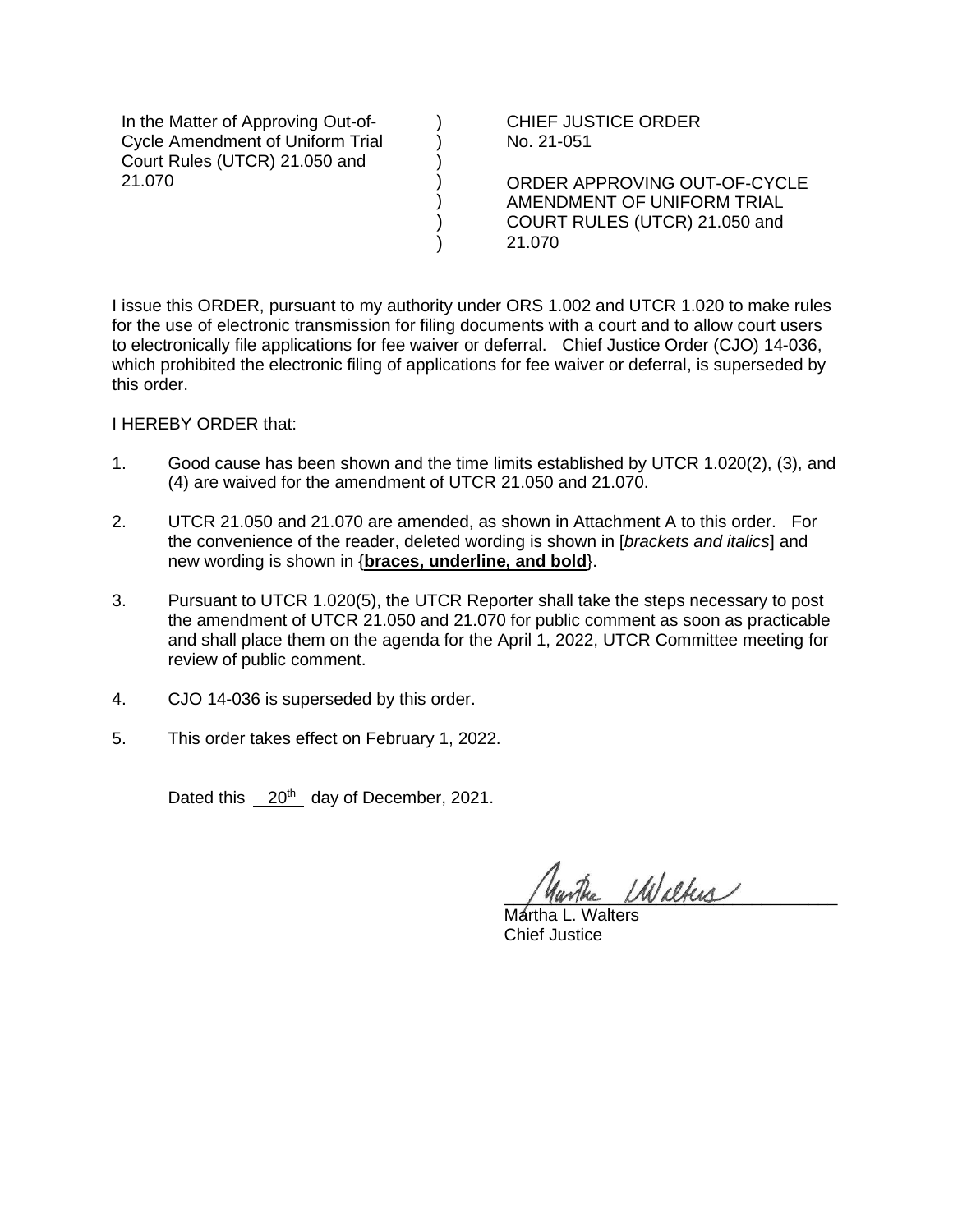| In the Matter of Approving Out-of-Cycle Amendment of Uniform Trial Court Rules (UTCR) 21.050 and 21.070 | ) ) ) ) ) ) ) | CHIEF JUSTICE ORDER No. 21-051 ORDER APPROVING OUT-OF-CYCLE AMENDMENT OF UNIFORM TRIAL COURT RULES (UTCR) 21.050 and 21.070 |
|---|---|---|

I issue this ORDER, pursuant to my authority under ORS 1.002 and UTCR 1.020 to make rules for the use of electronic transmission for filing documents with a court and to allow court users to electronically file applications for fee waiver or deferral. Chief Justice Order (CJO) 14-036, which prohibited the electronic filing of applications for fee waiver or deferral, is superseded by this order.

I HEREBY ORDER that:

1. Good cause has been shown and the time limits established by UTCR 1.020(2), (3), and (4) are waived for the amendment of UTCR 21.050 and 21.070.

2. UTCR 21.050 and 21.070 are amended, as shown in Attachment A to this order. For the convenience of the reader, deleted wording is shown in [*brackets and italics*] and new wording is shown in {**braces, underline, and bold**}.

3. Pursuant to UTCR 1.020(5), the UTCR Reporter shall take the steps necessary to post the amendment of UTCR 21.050 and 21.070 for public comment as soon as practicable and shall place them on the agenda for the April 1, 2022, UTCR Committee meeting for review of public comment.

4. CJO 14-036 is superseded by this order.

5. This order takes effect on February 1, 2022.

Dated this 20th day of December, 2021.

Martha L. Walters
Chief Justice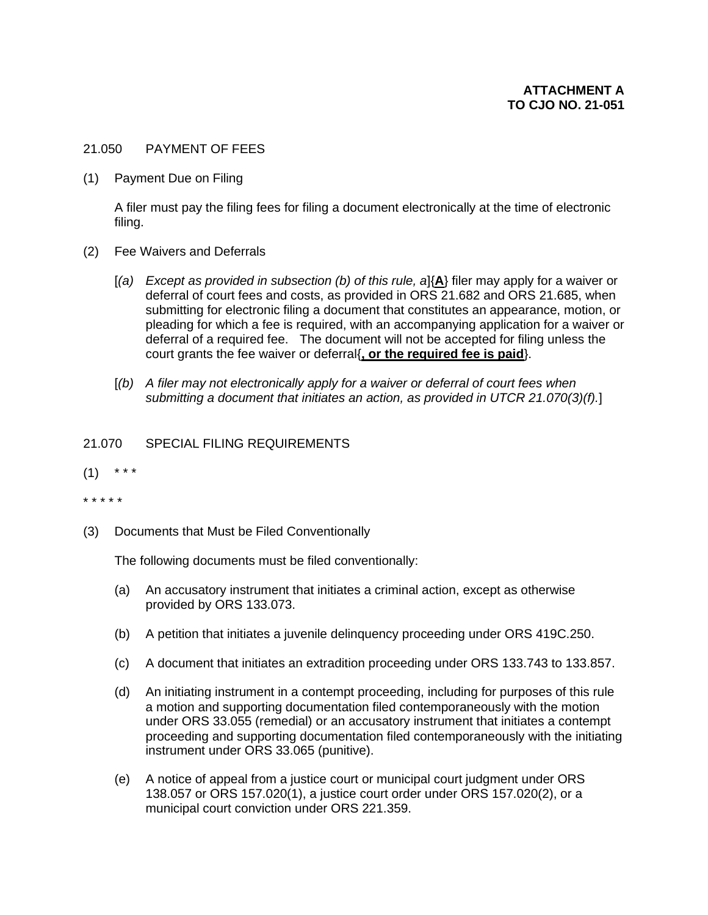**ATTACHMENT A**
**TO CJO NO. 21-051**

21.050 PAYMENT OF FEES

(1) Payment Due on Filing

A filer must pay the filing fees for filing a document electronically at the time of electronic filing.

(2) Fee Waivers and Deferrals

[*(a) Except as provided in subsection (b) of this rule, a*]{**A**} filer may apply for a waiver or deferral of court fees and costs, as provided in ORS 21.682 and ORS 21.685, when submitting for electronic filing a document that constitutes an appearance, motion, or pleading for which a fee is required, with an accompanying application for a waiver or deferral of a required fee. The document will not be accepted for filing unless the court grants the fee waiver or deferral{**, or the required fee is paid**}.

[*(b) A filer may not electronically apply for a waiver or deferral of court fees when submitting a document that initiates an action, as provided in UTCR 21.070(3)(f).*]

21.070 SPECIAL FILING REQUIREMENTS

(1) * * *

* * * * *

(3) Documents that Must be Filed Conventionally

The following documents must be filed conventionally:

(a) An accusatory instrument that initiates a criminal action, except as otherwise provided by ORS 133.073.

(b) A petition that initiates a juvenile delinquency proceeding under ORS 419C.250.

(c) A document that initiates an extradition proceeding under ORS 133.743 to 133.857.

(d) An initiating instrument in a contempt proceeding, including for purposes of this rule a motion and supporting documentation filed contemporaneously with the motion under ORS 33.055 (remedial) or an accusatory instrument that initiates a contempt proceeding and supporting documentation filed contemporaneously with the initiating instrument under ORS 33.065 (punitive).

(e) A notice of appeal from a justice court or municipal court judgment under ORS 138.057 or ORS 157.020(1), a justice court order under ORS 157.020(2), or a municipal court conviction under ORS 221.359.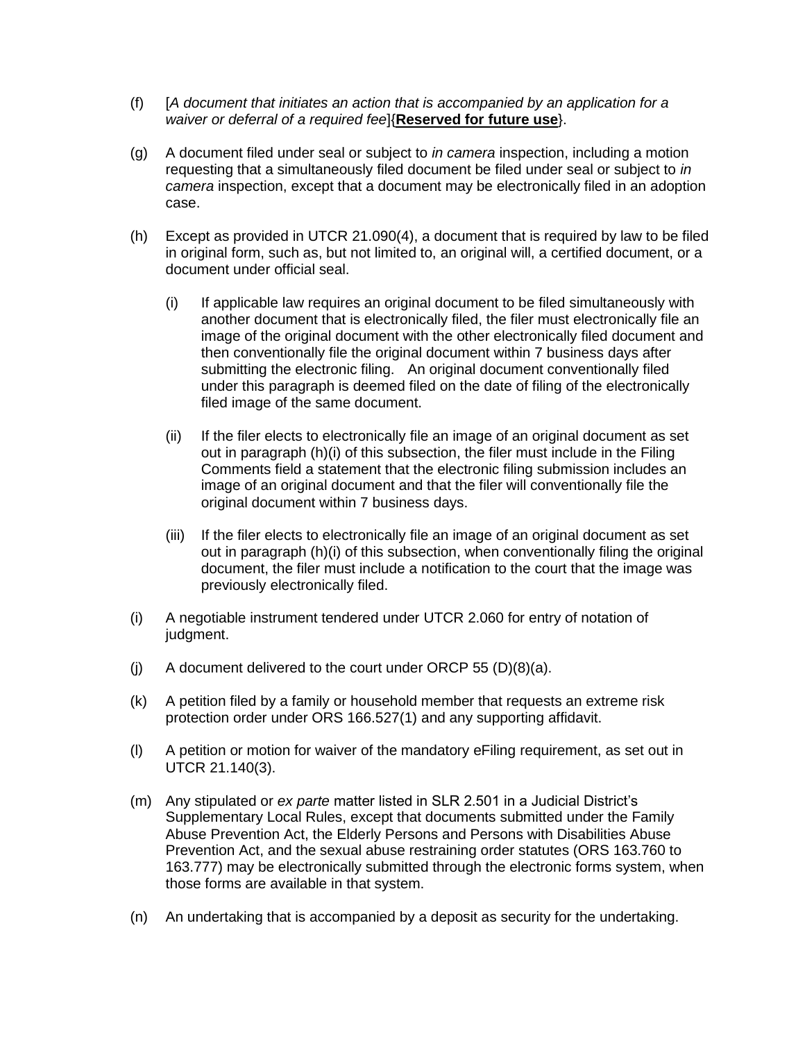(f) [*A document that initiates an action that is accompanied by an application for a waiver or deferral of a required fee*]{**<u>Reserved for future use</u>**}.

(g) A document filed under seal or subject to *in camera* inspection, including a motion requesting that a simultaneously filed document be filed under seal or subject to *in camera* inspection, except that a document may be electronically filed in an adoption case.

(h) Except as provided in UTCR 21.090(4), a document that is required by law to be filed in original form, such as, but not limited to, an original will, a certified document, or a document under official seal.

  (i) If applicable law requires an original document to be filed simultaneously with another document that is electronically filed, the filer must electronically file an image of the original document with the other electronically filed document and then conventionally file the original document within 7 business days after submitting the electronic filing. An original document conventionally filed under this paragraph is deemed filed on the date of filing of the electronically filed image of the same document.

  (ii) If the filer elects to electronically file an image of an original document as set out in paragraph (h)(i) of this subsection, the filer must include in the Filing Comments field a statement that the electronic filing submission includes an image of an original document and that the filer will conventionally file the original document within 7 business days.

  (iii) If the filer elects to electronically file an image of an original document as set out in paragraph (h)(i) of this subsection, when conventionally filing the original document, the filer must include a notification to the court that the image was previously electronically filed.

(i) A negotiable instrument tendered under UTCR 2.060 for entry of notation of judgment.

(j) A document delivered to the court under ORCP 55 (D)(8)(a).

(k) A petition filed by a family or household member that requests an extreme risk protection order under ORS 166.527(1) and any supporting affidavit.

(l) A petition or motion for waiver of the mandatory eFiling requirement, as set out in UTCR 21.140(3).

(m) Any stipulated or *ex parte* matter listed in SLR 2.501 in a Judicial District's Supplementary Local Rules, except that documents submitted under the Family Abuse Prevention Act, the Elderly Persons and Persons with Disabilities Abuse Prevention Act, and the sexual abuse restraining order statutes (ORS 163.760 to 163.777) may be electronically submitted through the electronic forms system, when those forms are available in that system.

(n) An undertaking that is accompanied by a deposit as security for the undertaking.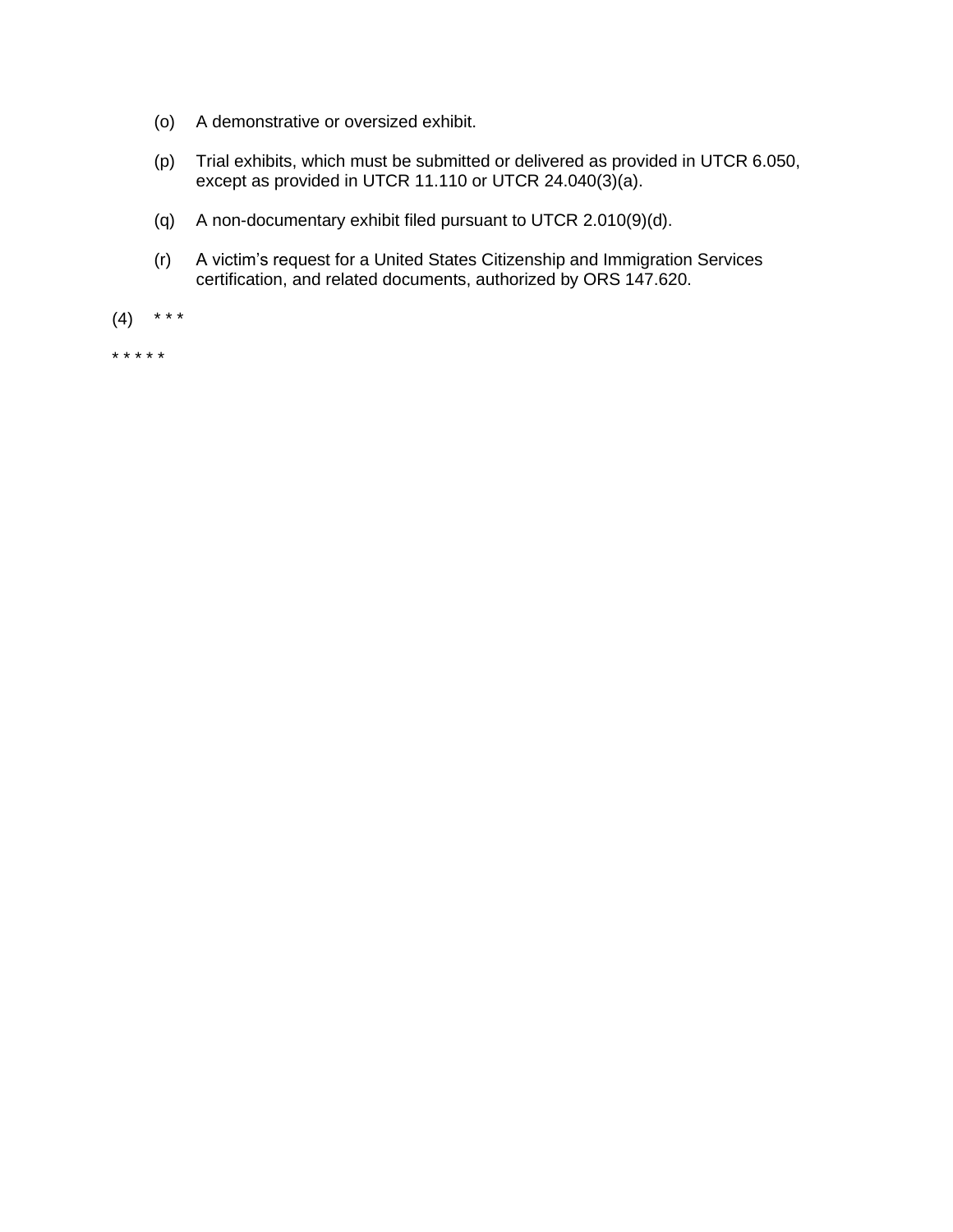(o) A demonstrative or oversized exhibit.

(p) Trial exhibits, which must be submitted or delivered as provided in UTCR 6.050, except as provided in UTCR 11.110 or UTCR 24.040(3)(a).

(q) A non-documentary exhibit filed pursuant to UTCR 2.010(9)(d).

(r) A victim's request for a United States Citizenship and Immigration Services certification, and related documents, authorized by ORS 147.620.

(4) * * *

* * * * *